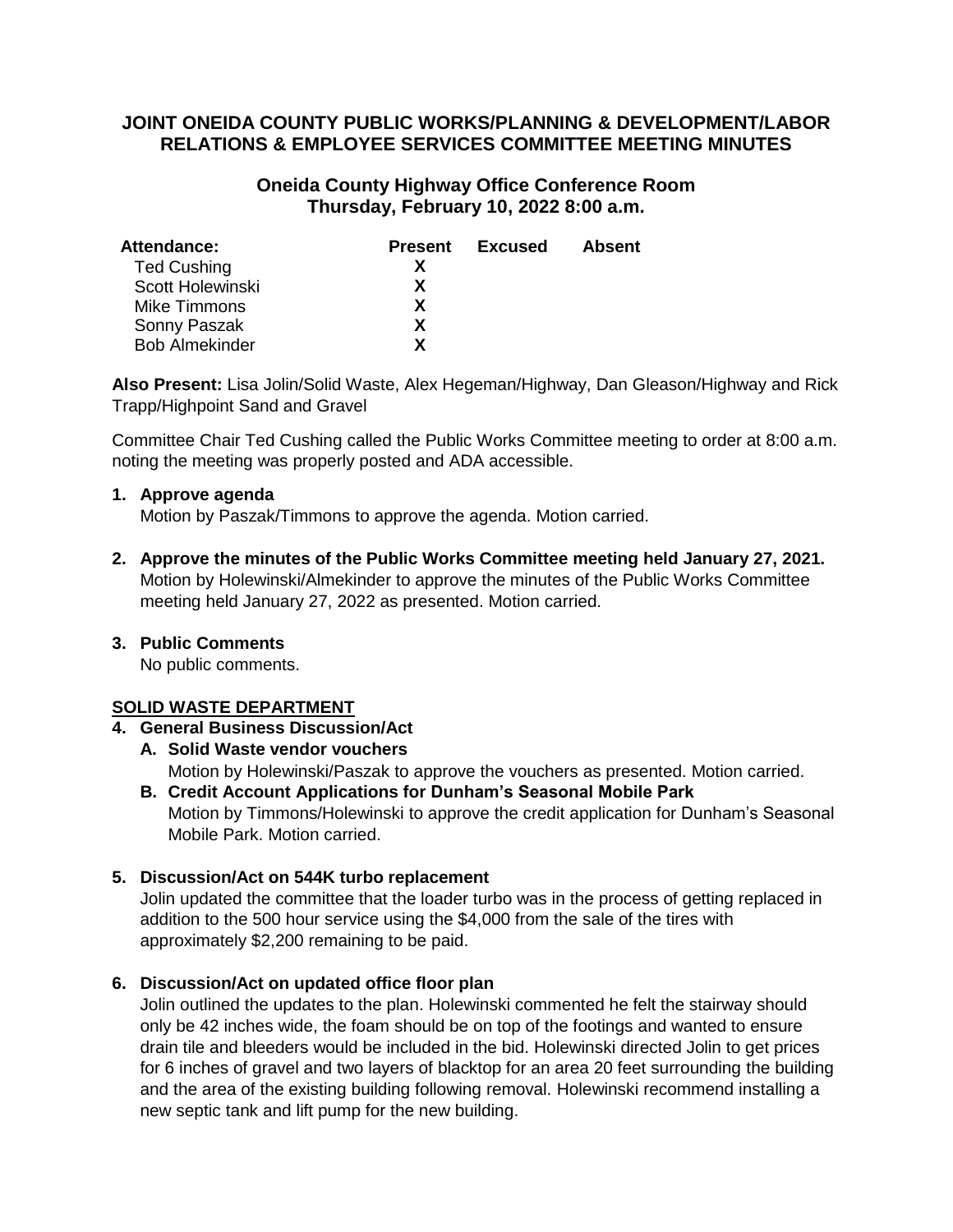# JOINT ONEIDA COUNTY PUBLIC WORKS/PLANNING & DEVELOPMENT/LABOR RELATIONS & EMPLOYEE SERVICES COMMITTEE MEETING MINUTES

## Oneida County Highway Office Conference Room
## Thursday, February 10, 2022 8:00 a.m.

| Attendance: | Present | Excused | Absent |
|---|---|---|---|
| Ted Cushing | X | | |
| Scott Holewinski | X | | |
| Mike Timmons | X | | |
| Sonny Paszak | X | | |
| Bob Almekinder | X | | |

**Also Present:** Lisa Jolin/Solid Waste, Alex Hegeman/Highway, Dan Gleason/Highway and Rick Trapp/Highpoint Sand and Gravel

Committee Chair Ted Cushing called the Public Works Committee meeting to order at 8:00 a.m. noting the meeting was properly posted and ADA accessible.

1. **Approve agenda**
   Motion by Paszak/Timmons to approve the agenda. Motion carried.

2. **Approve the minutes of the Public Works Committee meeting held January 27, 2021.**
   Motion by Holewinski/Almekinder to approve the minutes of the Public Works Committee meeting held January 27, 2022 as presented. Motion carried.

3. **Public Comments**
   No public comments.

**SOLID WASTE DEPARTMENT**

4. **General Business Discussion/Act**
   - **A. Solid Waste vendor vouchers**
     Motion by Holewinski/Paszak to approve the vouchers as presented. Motion carried.
   - **B. Credit Account Applications for Dunham's Seasonal Mobile Park**
     Motion by Timmons/Holewinski to approve the credit application for Dunham's Seasonal Mobile Park. Motion carried.

5. **Discussion/Act on 544K turbo replacement**
   Jolin updated the committee that the loader turbo was in the process of getting replaced in addition to the 500 hour service using the $4,000 from the sale of the tires with approximately $2,200 remaining to be paid.

6. **Discussion/Act on updated office floor plan**
   Jolin outlined the updates to the plan. Holewinski commented he felt the stairway should only be 42 inches wide, the foam should be on top of the footings and wanted to ensure drain tile and bleeders would be included in the bid. Holewinski directed Jolin to get prices for 6 inches of gravel and two layers of blacktop for an area 20 feet surrounding the building and the area of the existing building following removal. Holewinski recommend installing a new septic tank and lift pump for the new building.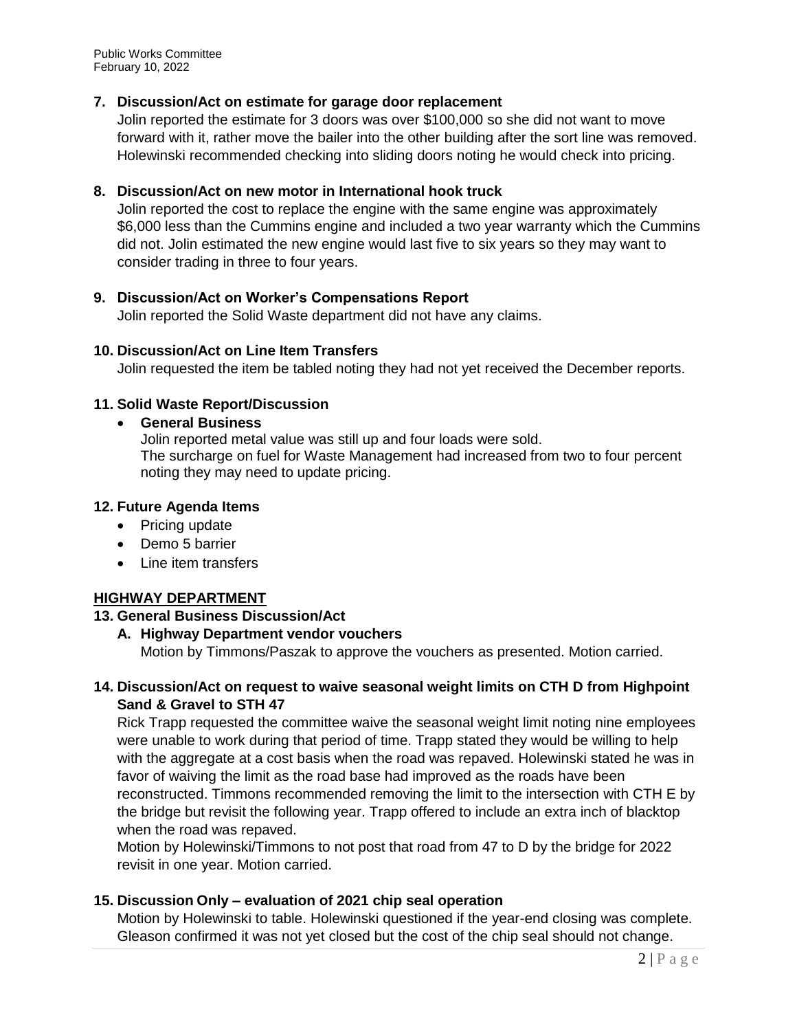**7. Discussion/Act on estimate for garage door replacement**

Jolin reported the estimate for 3 doors was over $100,000 so she did not want to move forward with it, rather move the bailer into the other building after the sort line was removed. Holewinski recommended checking into sliding doors noting he would check into pricing.

**8. Discussion/Act on new motor in International hook truck**

Jolin reported the cost to replace the engine with the same engine was approximately $6,000 less than the Cummins engine and included a two year warranty which the Cummins did not. Jolin estimated the new engine would last five to six years so they may want to consider trading in three to four years.

**9. Discussion/Act on Worker's Compensations Report**

Jolin reported the Solid Waste department did not have any claims.

**10. Discussion/Act on Line Item Transfers**

Jolin requested the item be tabled noting they had not yet received the December reports.

**11. Solid Waste Report/Discussion**

- **General Business**
  Jolin reported metal value was still up and four loads were sold.
  The surcharge on fuel for Waste Management had increased from two to four percent noting they may need to update pricing.

**12. Future Agenda Items**

- Pricing update
- Demo 5 barrier
- Line item transfers

## HIGHWAY DEPARTMENT

**13. General Business Discussion/Act**

**A. Highway Department vendor vouchers**

Motion by Timmons/Paszak to approve the vouchers as presented. Motion carried.

**14. Discussion/Act on request to waive seasonal weight limits on CTH D from Highpoint Sand & Gravel to STH 47**

Rick Trapp requested the committee waive the seasonal weight limit noting nine employees were unable to work during that period of time. Trapp stated they would be willing to help with the aggregate at a cost basis when the road was repaved. Holewinski stated he was in favor of waiving the limit as the road base had improved as the roads have been reconstructed. Timmons recommended removing the limit to the intersection with CTH E by the bridge but revisit the following year. Trapp offered to include an extra inch of blacktop when the road was repaved.

Motion by Holewinski/Timmons to not post that road from 47 to D by the bridge for 2022 revisit in one year. Motion carried.

**15. Discussion Only – evaluation of 2021 chip seal operation**

Motion by Holewinski to table. Holewinski questioned if the year-end closing was complete. Gleason confirmed it was not yet closed but the cost of the chip seal should not change.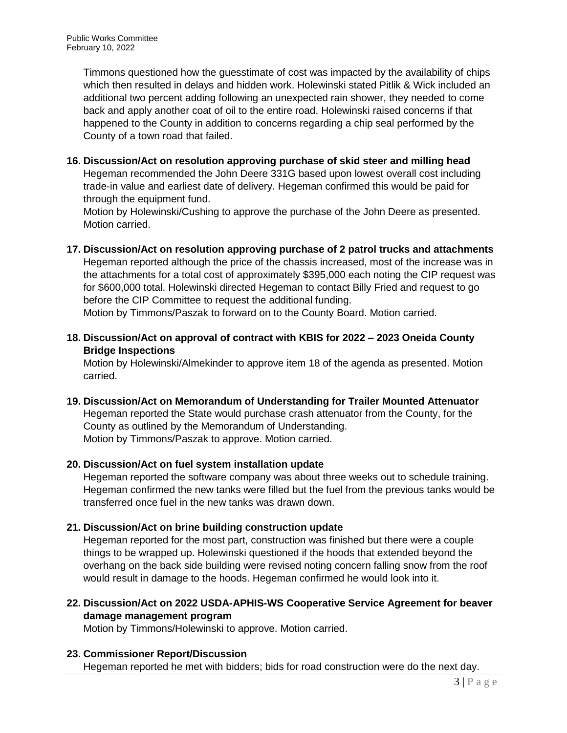Timmons questioned how the guesstimate of cost was impacted by the availability of chips which then resulted in delays and hidden work. Holewinski stated Pitlik & Wick included an additional two percent adding following an unexpected rain shower, they needed to come back and apply another coat of oil to the entire road. Holewinski raised concerns if that happened to the County in addition to concerns regarding a chip seal performed by the County of a town road that failed.

**16. Discussion/Act on resolution approving purchase of skid steer and milling head**

Hegeman recommended the John Deere 331G based upon lowest overall cost including trade-in value and earliest date of delivery. Hegeman confirmed this would be paid for through the equipment fund.

Motion by Holewinski/Cushing to approve the purchase of the John Deere as presented. Motion carried.

**17. Discussion/Act on resolution approving purchase of 2 patrol trucks and attachments**

Hegeman reported although the price of the chassis increased, most of the increase was in the attachments for a total cost of approximately $395,000 each noting the CIP request was for $600,000 total. Holewinski directed Hegeman to contact Billy Fried and request to go before the CIP Committee to request the additional funding.

Motion by Timmons/Paszak to forward on to the County Board. Motion carried.

**18. Discussion/Act on approval of contract with KBIS for 2022 – 2023 Oneida County Bridge Inspections**

Motion by Holewinski/Almekinder to approve item 18 of the agenda as presented. Motion carried.

**19. Discussion/Act on Memorandum of Understanding for Trailer Mounted Attenuator**

Hegeman reported the State would purchase crash attenuator from the County, for the County as outlined by the Memorandum of Understanding.

Motion by Timmons/Paszak to approve. Motion carried.

**20. Discussion/Act on fuel system installation update**

Hegeman reported the software company was about three weeks out to schedule training. Hegeman confirmed the new tanks were filled but the fuel from the previous tanks would be transferred once fuel in the new tanks was drawn down.

**21. Discussion/Act on brine building construction update**

Hegeman reported for the most part, construction was finished but there were a couple things to be wrapped up. Holewinski questioned if the hoods that extended beyond the overhang on the back side building were revised noting concern falling snow from the roof would result in damage to the hoods. Hegeman confirmed he would look into it.

**22. Discussion/Act on 2022 USDA-APHIS-WS Cooperative Service Agreement for beaver damage management program**

Motion by Timmons/Holewinski to approve. Motion carried.

**23. Commissioner Report/Discussion**

Hegeman reported he met with bidders; bids for road construction were do the next day.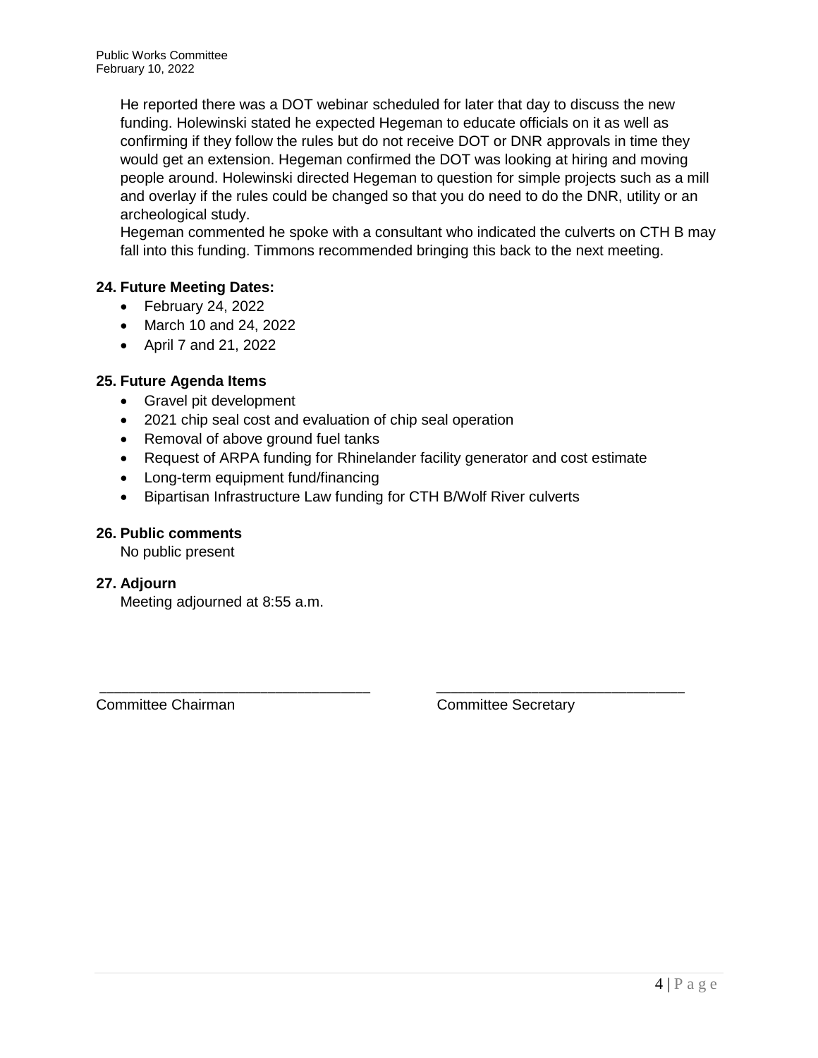He reported there was a DOT webinar scheduled for later that day to discuss the new funding. Holewinski stated he expected Hegeman to educate officials on it as well as confirming if they follow the rules but do not receive DOT or DNR approvals in time they would get an extension. Hegeman confirmed the DOT was looking at hiring and moving people around. Holewinski directed Hegeman to question for simple projects such as a mill and overlay if the rules could be changed so that you do need to do the DNR, utility or an archeological study.
Hegeman commented he spoke with a consultant who indicated the culverts on CTH B may fall into this funding. Timmons recommended bringing this back to the next meeting.

**24. Future Meeting Dates:**

- February 24, 2022
- March 10 and 24, 2022
- April 7 and 21, 2022

**25. Future Agenda Items**

- Gravel pit development
- 2021 chip seal cost and evaluation of chip seal operation
- Removal of above ground fuel tanks
- Request of ARPA funding for Rhinelander facility generator and cost estimate
- Long-term equipment fund/financing
- Bipartisan Infrastructure Law funding for CTH B/Wolf River culverts

**26. Public comments**

No public present

**27. Adjourn**

Meeting adjourned at 8:55 a.m.

\_\_\_\_\_\_\_\_\_\_\_\_\_\_\_\_\_\_\_\_\_\_\_\_\_\_\_\_\_\_\_\_\_ \_\_\_\_\_\_\_\_\_\_\_\_\_\_\_\_\_\_\_\_\_\_\_\_\_\_\_\_\_\_\_\_\_

Committee Chairman Committee Secretary